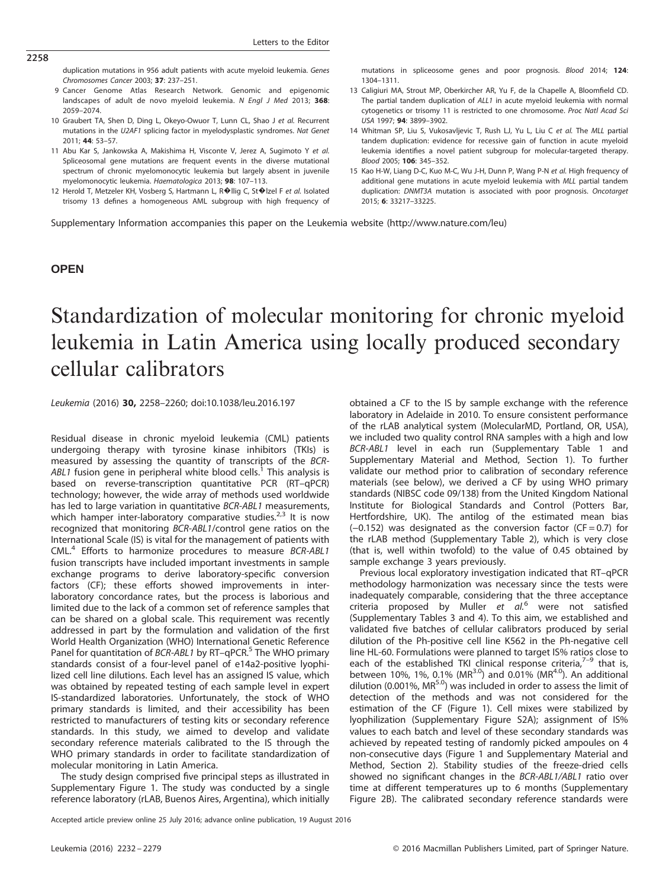duplication mutations in 956 adult patients with acute myeloid leukemia. *Genes Chromosomes Cancer* 2003; **37**: 237–251.

9 Cancer Genome Atlas Research Network. Genomic and epigenomic landscapes of adult de novo myeloid leukemia. *N Engl J Med* 2013; **368**: 2059–2074.

10 Graubert TA, Shen D, Ding L, Okeyo-Owuor T, Lunn CL, Shao J *et al.* Recurrent mutations in the *U2AF1* splicing factor in myelodysplastic syndromes. *Nat Genet* 2011; **44**: 53–57.

11 Abu Kar S, Jankowska A, Makishima H, Visconte V, Jerez A, Sugimoto Y *et al.* Spliceosomal gene mutations are frequent events in the diverse mutational spectrum of chronic myelomonocytic leukemia but largely absent in juvenile myelomonocytic leukemia. *Haematologica* 2013; **98**: 107–113.

12 Herold T, Metzeler KH, Vosberg S, Hartmann L, R�llig C, St�lzel F *et al.* Isolated trisomy 13 defines a homogeneous AML subgroup with high frequency of mutations in spliceosome genes and poor prognosis. *Blood* 2014; **124**: 1304–1311.

13 Caligiuri MA, Strout MP, Oberkircher AR, Yu F, de la Chapelle A, Bloomfield CD. The partial tandem duplication of *ALL1* in acute myeloid leukemia with normal cytogenetics or trisomy 11 is restricted to one chromosome. *Proc Natl Acad Sci USA* 1997; **94**: 3899–3902.

14 Whitman SP, Liu S, Vukosavljevic T, Rush LJ, Yu L, Liu C *et al.* The *MLL* partial tandem duplication: evidence for recessive gain of function in acute myeloid leukemia identifies a novel patient subgroup for molecular-targeted therapy. *Blood* 2005; **106**: 345–352.

15 Kao H-W, Liang D-C, Kuo M-C, Wu J-H, Dunn P, Wang P-N *et al.* High frequency of additional gene mutations in acute myeloid leukemia with *MLL* partial tandem duplication: *DNMT3A* mutation is associated with poor prognosis. *Oncotarget* 2015; **6**: 33217–33225.

Supplementary Information accompanies this paper on the Leukemia website (http://www.nature.com/leu)

**OPEN**

# Standardization of molecular monitoring for chronic myeloid leukemia in Latin America using locally produced secondary cellular calibrators

*Leukemia* (2016) **30,** 2258–2260; doi:10.1038/leu.2016.197

Residual disease in chronic myeloid leukemia (CML) patients undergoing therapy with tyrosine kinase inhibitors (TKIs) is measured by assessing the quantity of transcripts of the *BCR-ABL1* fusion gene in peripheral white blood cells.[1] This analysis is based on reverse-transcription quantitative PCR (RT–qPCR) technology; however, the wide array of methods used worldwide has led to large variation in quantitative *BCR-ABL1* measurements, which hamper inter-laboratory comparative studies.[2,3] It is now recognized that monitoring *BCR-ABL1*/control gene ratios on the International Scale (IS) is vital for the management of patients with CML.[4] Efforts to harmonize procedures to measure *BCR-ABL1* fusion transcripts have included important investments in sample exchange programs to derive laboratory-specific conversion factors (CF); these efforts showed improvements in inter-laboratory concordance rates, but the process is laborious and limited due to the lack of a common set of reference samples that can be shared on a global scale. This requirement was recently addressed in part by the formulation and validation of the first World Health Organization (WHO) International Genetic Reference Panel for quantitation of *BCR-ABL1* by RT–qPCR.[5] The WHO primary standards consist of a four-level panel of e14a2-positive lyophilized cell line dilutions. Each level has an assigned IS value, which was obtained by repeated testing of each sample level in expert IS-standardized laboratories. Unfortunately, the stock of WHO primary standards is limited, and their accessibility has been restricted to manufacturers of testing kits or secondary reference standards. In this study, we aimed to develop and validate secondary reference materials calibrated to the IS through the WHO primary standards in order to facilitate standardization of molecular monitoring in Latin America.

The study design comprised five principal steps as illustrated in Supplementary Figure 1. The study was conducted by a single reference laboratory (rLAB, Buenos Aires, Argentina), which initially obtained a CF to the IS by sample exchange with the reference laboratory in Adelaide in 2010. To ensure consistent performance of the rLAB analytical system (MolecularMD, Portland, OR, USA), we included two quality control RNA samples with a high and low *BCR-ABL1* level in each run (Supplementary Table 1 and Supplementary Material and Method, Section 1). To further validate our method prior to calibration of secondary reference materials (see below), we derived a CF by using WHO primary standards (NIBSC code 09/138) from the United Kingdom National Institute for Biological Standards and Control (Potters Bar, Hertfordshire, UK). The antilog of the estimated mean bias (−0.152) was designated as the conversion factor (CF = 0.7) for the rLAB method (Supplementary Table 2), which is very close (that is, well within twofold) to the value of 0.45 obtained by sample exchange 3 years previously.

Previous local exploratory investigation indicated that RT–qPCR methodology harmonization was necessary since the tests were inadequately comparable, considering that the three acceptance criteria proposed by Muller *et al.*[6] were not satisfied (Supplementary Tables 3 and 4). To this aim, we established and validated five batches of cellular calibrators produced by serial dilution of the Ph-positive cell line K562 in the Ph-negative cell line HL-60. Formulations were planned to target IS% ratios close to each of the established TKI clinical response criteria,[7–9] that is, between 10%, 1%, 0.1% ($MR^{3.0}$) and 0.01% ($MR^{4.0}$). An additional dilution (0.001%, $MR^{5.0}$) was included in order to assess the limit of detection of the methods and was not considered for the estimation of the CF (Figure 1). Cell mixes were stabilized by lyophilization (Supplementary Figure S2A); assignment of IS% values to each batch and level of these secondary standards was achieved by repeated testing of randomly picked ampoules on 4 non-consecutive days (Figure 1 and Supplementary Material and Method, Section 2). Stability studies of the freeze-dried cells showed no significant changes in the *BCR-ABL1/ABL1* ratio over time at different temperatures up to 6 months (Supplementary Figure 2B). The calibrated secondary reference standards were

Accepted article preview online 25 July 2016; advance online publication, 19 August 2016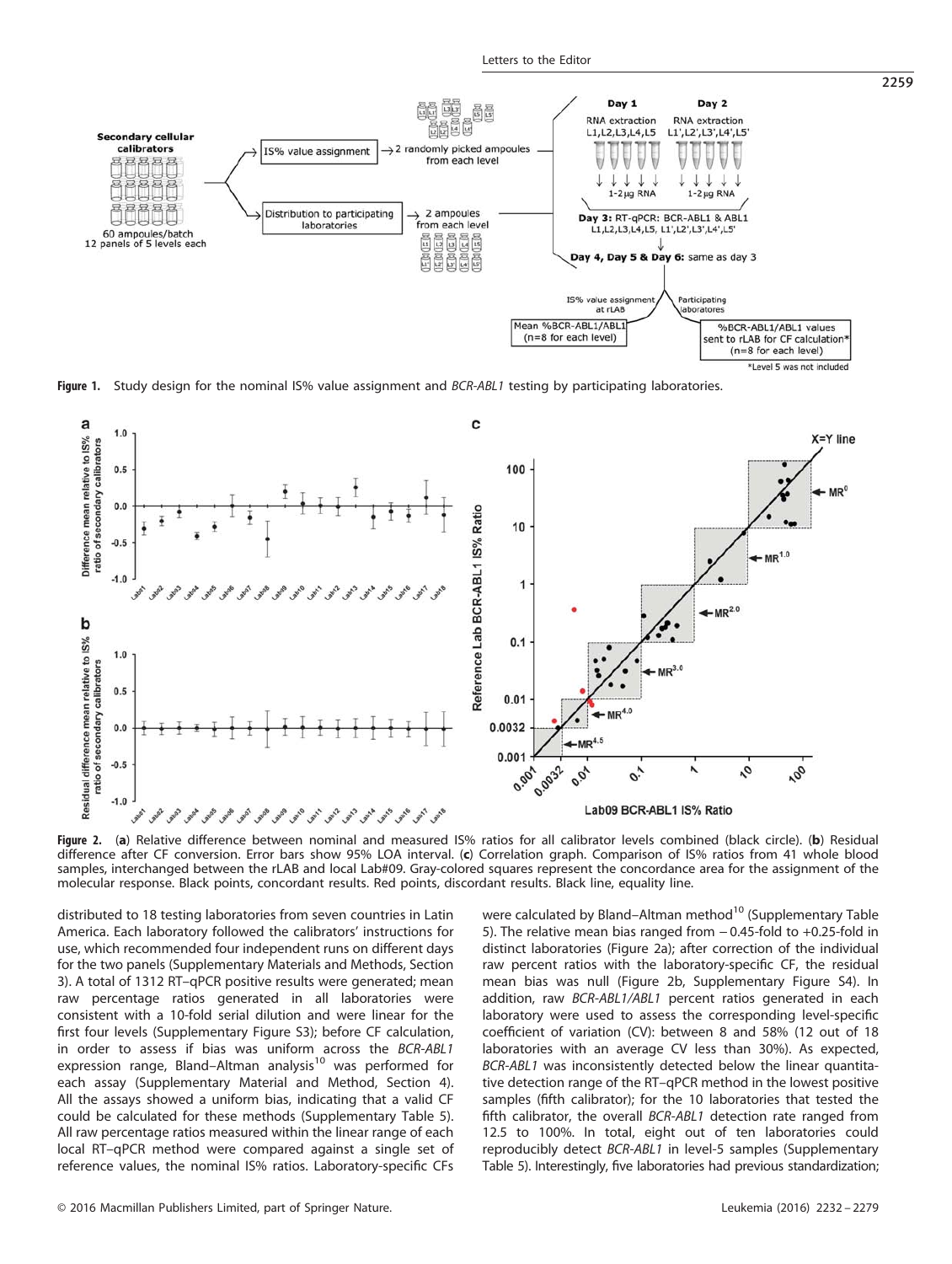Figure 1. Study design for the nominal IS% value assignment and *BCR-ABL1* testing by participating laboratories.

Figure 2. (**a**) Relative difference between nominal and measured IS% ratios for all calibrator levels combined (black circle). (**b**) Residual difference after CF conversion. Error bars show 95% LOA interval. (**c**) Correlation graph. Comparison of IS% ratios from 41 whole blood samples, interchanged between the rLAB and local Lab#09. Gray-colored squares represent the concordance area for the assignment of the molecular response. Black points, concordant results. Red points, discordant results. Black line, equality line.

distributed to 18 testing laboratories from seven countries in Latin America. Each laboratory followed the calibrators' instructions for use, which recommended four independent runs on different days for the two panels (Supplementary Materials and Methods, Section 3). A total of 1312 RT–qPCR positive results were generated; mean raw percentage ratios generated in all laboratories were consistent with a 10-fold serial dilution and were linear for the first four levels (Supplementary Figure S3); before CF calculation, in order to assess if bias was uniform across the *BCR-ABL1* expression range, Bland–Altman analysis[10] was performed for each assay (Supplementary Material and Method, Section 4). All the assays showed a uniform bias, indicating that a valid CF could be calculated for these methods (Supplementary Table 5). All raw percentage ratios measured within the linear range of each local RT–qPCR method were compared against a single set of reference values, the nominal IS% ratios. Laboratory-specific CFs were calculated by Bland–Altman method[10] (Supplementary Table 5). The relative mean bias ranged from −0.45-fold to +0.25-fold in distinct laboratories (Figure 2a); after correction of the individual raw percent ratios with the laboratory-specific CF, the residual mean bias was null (Figure 2b, Supplementary Figure S4). In addition, raw *BCR-ABL1/ABL1* percent ratios generated in each laboratory were used to assess the corresponding level-specific coefficient of variation (CV): between 8 and 58% (12 out of 18 laboratories with an average CV less than 30%). As expected, *BCR-ABL1* was inconsistently detected below the linear quantitative detection range of the RT–qPCR method in the lowest positive samples (fifth calibrator); for the 10 laboratories that tested the fifth calibrator, the overall *BCR-ABL1* detection rate ranged from 12.5 to 100%. In total, eight out of ten laboratories could reproducibly detect *BCR-ABL1* in level-5 samples (Supplementary Table 5). Interestingly, five laboratories had previous standardization;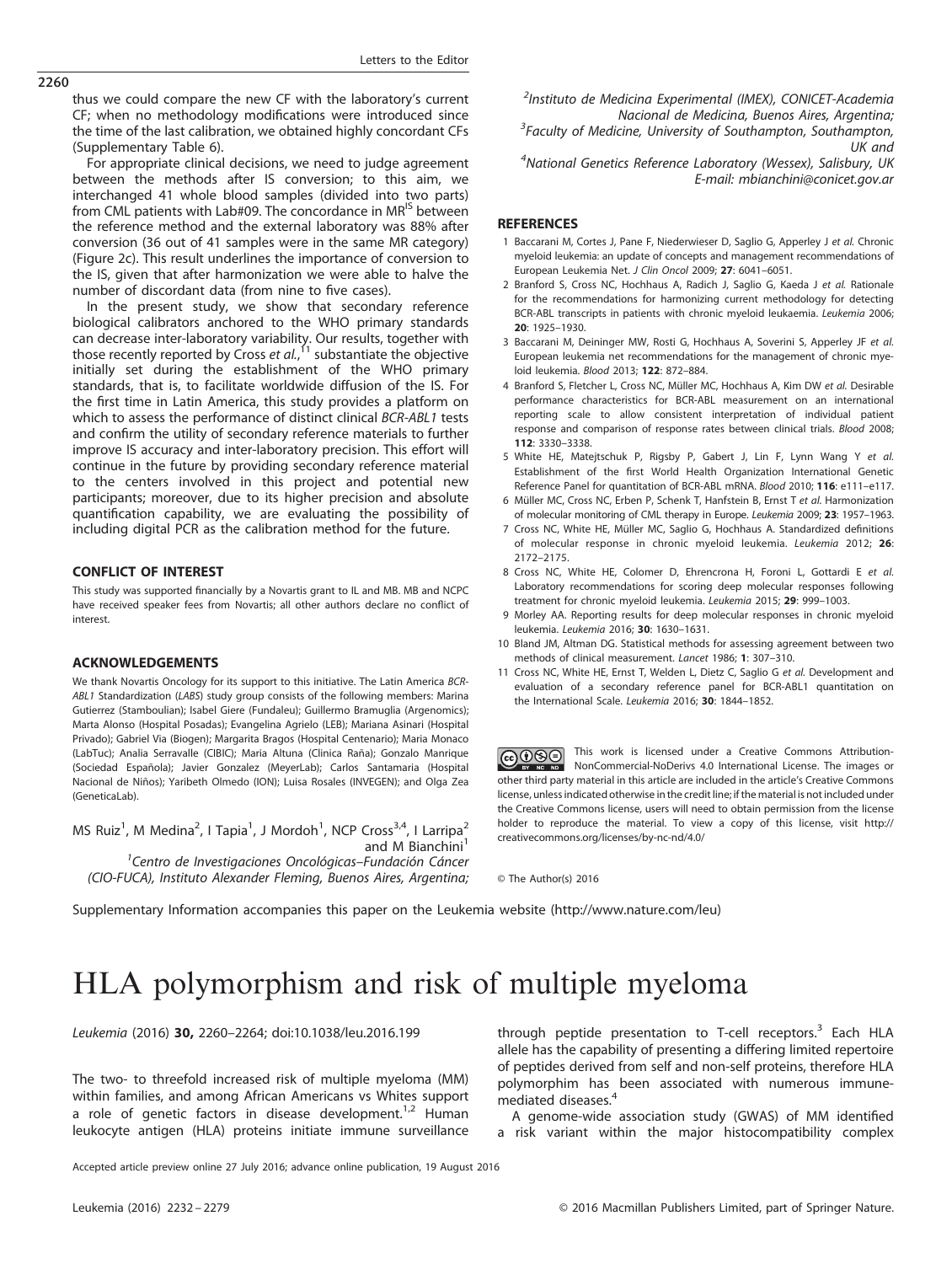thus we could compare the new CF with the laboratory's current CF; when no methodology modifications were introduced since the time of the last calibration, we obtained highly concordant CFs (Supplementary Table 6).

For appropriate clinical decisions, we need to judge agreement between the methods after IS conversion; to this aim, we interchanged 41 whole blood samples (divided into two parts) from CML patients with Lab#09. The concordance in $MR^{IS}$ between the reference method and the external laboratory was 88% after conversion (36 out of 41 samples were in the same MR category) (Figure 2c). This result underlines the importance of conversion to the IS, given that after harmonization we were able to halve the number of discordant data (from nine to five cases).

In the present study, we show that secondary reference biological calibrators anchored to the WHO primary standards can decrease inter-laboratory variability. Our results, together with those recently reported by Cross *et al.*,[11] substantiate the objective initially set during the establishment of the WHO primary standards, that is, to facilitate worldwide diffusion of the IS. For the first time in Latin America, this study provides a platform on which to assess the performance of distinct clinical *BCR-ABL1* tests and confirm the utility of secondary reference materials to further improve IS accuracy and inter-laboratory precision. This effort will continue in the future by providing secondary reference material to the centers involved in this project and potential new participants; moreover, due to its higher precision and absolute quantification capability, we are evaluating the possibility of including digital PCR as the calibration method for the future.

## CONFLICT OF INTEREST

This study was supported financially by a Novartis grant to IL and MB. MB and NCPC have received speaker fees from Novartis; all other authors declare no conflict of interest.

## ACKNOWLEDGEMENTS

We thank Novartis Oncology for its support to this initiative. The Latin America *BCR-ABL1* Standardization (*LABS*) study group consists of the following members: Marina Gutierrez (Stamboulian); Isabel Giere (Fundaleu); Guillermo Bramuglia (Argenomics); Marta Alonso (Hospital Posadas); Evangelina Agrielo (LEB); Mariana Asinari (Hospital Privado); Gabriel Via (Biogen); Margarita Bragos (Hospital Centenario); Maria Monaco (LabTuc); Analia Serravalle (CIBIC); Maria Altuna (Clinica Raña); Gonzalo Manrique (Sociedad Española); Javier Gonzalez (MeyerLab); Carlos Santamaria (Hospital Nacional de Niños); Yaribeth Olmedo (ION); Luisa Rosales (INVEGEN); and Olga Zea (GeneticaLab).

MS Ruiz[1], M Medina[2], I Tapia[1], J Mordoh[1], NCP Cross[3,4], I Larripa[2] and M Bianchini[1]

[1]*Centro de Investigaciones Oncológicas–Fundación Cáncer (CIO-FUCA), Instituto Alexander Fleming, Buenos Aires, Argentina;*
[2]*Instituto de Medicina Experimental (IMEX), CONICET-Academia Nacional de Medicina, Buenos Aires, Argentina;*
[3]*Faculty of Medicine, University of Southampton, Southampton, UK and*
[4]*National Genetics Reference Laboratory (Wessex), Salisbury, UK*
*E-mail: mbianchini@conicet.gov.ar*

## REFERENCES

1. Baccarani M, Cortes J, Pane F, Niederwieser D, Saglio G, Apperley J *et al.* Chronic myeloid leukemia: an update of concepts and management recommendations of European Leukemia Net. *J Clin Oncol* 2009; **27**: 6041–6051.
2. Branford S, Cross NC, Hochhaus A, Radich J, Saglio G, Kaeda J *et al.* Rationale for the recommendations for harmonizing current methodology for detecting BCR-ABL transcripts in patients with chronic myeloid leukaemia. *Leukemia* 2006; **20**: 1925–1930.
3. Baccarani M, Deininger MW, Rosti G, Hochhaus A, Soverini S, Apperley JF *et al.* European leukemia net recommendations for the management of chronic myeloid leukemia. *Blood* 2013; **122**: 872–884.
4. Branford S, Fletcher L, Cross NC, Müller MC, Hochhaus A, Kim DW *et al.* Desirable performance characteristics for BCR-ABL measurement on an international reporting scale to allow consistent interpretation of individual patient response and comparison of response rates between clinical trials. *Blood* 2008; **112**: 3330–3338.
5. White HE, Matejtschuk P, Rigsby P, Gabert J, Lin F, Lynn Wang Y *et al.* Establishment of the first World Health Organization International Genetic Reference Panel for quantitation of BCR-ABL mRNA. *Blood* 2010; **116**: e111–e117.
6. Müller MC, Cross NC, Erben P, Schenk T, Hanfstein B, Ernst T *et al.* Harmonization of molecular monitoring of CML therapy in Europe. *Leukemia* 2009; **23**: 1957–1963.
7. Cross NC, White HE, Müller MC, Saglio G, Hochhaus A. Standardized definitions of molecular response in chronic myeloid leukemia. *Leukemia* 2012; **26**: 2172–2175.
8. Cross NC, White HE, Colomer D, Ehrencrona H, Foroni L, Gottardi E *et al.* Laboratory recommendations for scoring deep molecular responses following treatment for chronic myeloid leukemia. *Leukemia* 2015; **29**: 999–1003.
9. Morley AA. Reporting results for deep molecular responses in chronic myeloid leukemia. *Leukemia* 2016; **30**: 1630–1631.
10. Bland JM, Altman DG. Statistical methods for assessing agreement between two methods of clinical measurement. *Lancet* 1986; **1**: 307–310.
11. Cross NC, White HE, Ernst T, Welden L, Dietz C, Saglio G *et al.* Development and evaluation of a secondary reference panel for BCR-ABL1 quantitation on the International Scale. *Leukemia* 2016; **30**: 1844–1852.

This work is licensed under a Creative Commons Attribution-NonCommercial-NoDerivs 4.0 International License. The images or other third party material in this article are included in the article's Creative Commons license, unless indicated otherwise in the credit line; if the material is not included under the Creative Commons license, users will need to obtain permission from the license holder to reproduce the material. To view a copy of this license, visit http://creativecommons.org/licenses/by-nc-nd/4.0/

© The Author(s) 2016

Supplementary Information accompanies this paper on the Leukemia website (http://www.nature.com/leu)

# HLA polymorphism and risk of multiple myeloma

*Leukemia* (2016) **30,** 2260–2264; doi:10.1038/leu.2016.199

The two- to threefold increased risk of multiple myeloma (MM) within families, and among African Americans vs Whites support a role of genetic factors in disease development.[1,2] Human leukocyte antigen (HLA) proteins initiate immune surveillance through peptide presentation to T-cell receptors.[3] Each HLA allele has the capability of presenting a differing limited repertoire of peptides derived from self and non-self proteins, therefore HLA polymorphim has been associated with numerous immune-mediated diseases.[4]

A genome-wide association study (GWAS) of MM identified a risk variant within the major histocompatibility complex

Accepted article preview online 27 July 2016; advance online publication, 19 August 2016